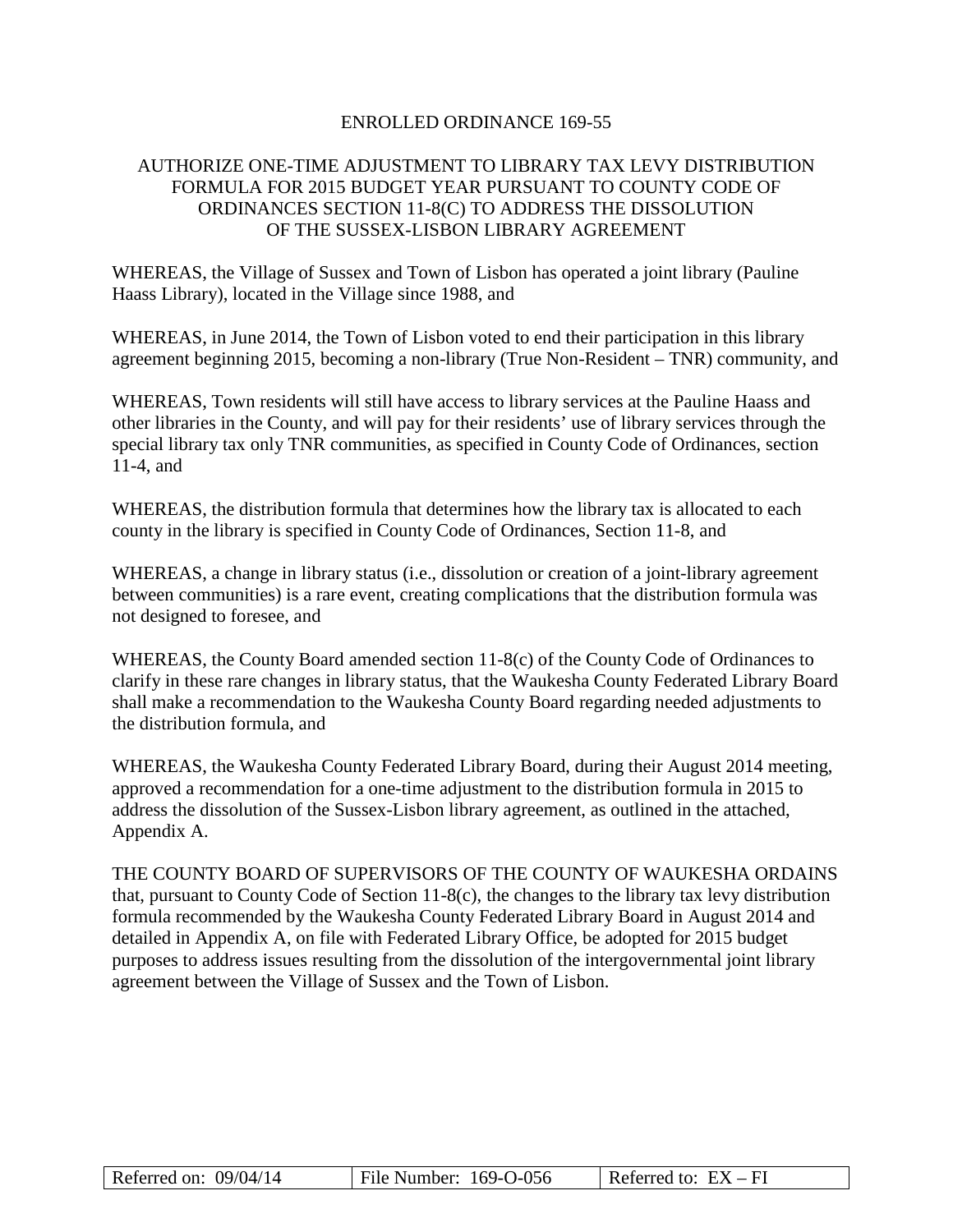# ENROLLED ORDINANCE 169-55

## AUTHORIZE ONE-TIME ADJUSTMENT TO LIBRARY TAX LEVY DISTRIBUTION FORMULA FOR 2015 BUDGET YEAR PURSUANT TO COUNTY CODE OF ORDINANCES SECTION 11-8(C) TO ADDRESS THE DISSOLUTION OF THE SUSSEX-LISBON LIBRARY AGREEMENT

WHEREAS, the Village of Sussex and Town of Lisbon has operated a joint library (Pauline Haass Library), located in the Village since 1988, and

WHEREAS, in June 2014, the Town of Lisbon voted to end their participation in this library agreement beginning 2015, becoming a non-library (True Non-Resident – TNR) community, and

WHEREAS, Town residents will still have access to library services at the Pauline Haass and other libraries in the County, and will pay for their residents' use of library services through the special library tax only TNR communities, as specified in County Code of Ordinances, section 11-4, and

WHEREAS, the distribution formula that determines how the library tax is allocated to each county in the library is specified in County Code of Ordinances, Section 11-8, and

WHEREAS, a change in library status (i.e., dissolution or creation of a joint-library agreement between communities) is a rare event, creating complications that the distribution formula was not designed to foresee, and

WHEREAS, the County Board amended section 11-8(c) of the County Code of Ordinances to clarify in these rare changes in library status, that the Waukesha County Federated Library Board shall make a recommendation to the Waukesha County Board regarding needed adjustments to the distribution formula, and

WHEREAS, the Waukesha County Federated Library Board, during their August 2014 meeting, approved a recommendation for a one-time adjustment to the distribution formula in 2015 to address the dissolution of the Sussex-Lisbon library agreement, as outlined in the attached, Appendix A.

THE COUNTY BOARD OF SUPERVISORS OF THE COUNTY OF WAUKESHA ORDAINS that, pursuant to County Code of Section 11-8(c), the changes to the library tax levy distribution formula recommended by the Waukesha County Federated Library Board in August 2014 and detailed in Appendix A, on file with Federated Library Office, be adopted for 2015 budget purposes to address issues resulting from the dissolution of the intergovernmental joint library agreement between the Village of Sussex and the Town of Lisbon.

| Referred on: 09/04/14 | File Number: 169-O-056 | Referred to: EX – FI |
|---|---|---|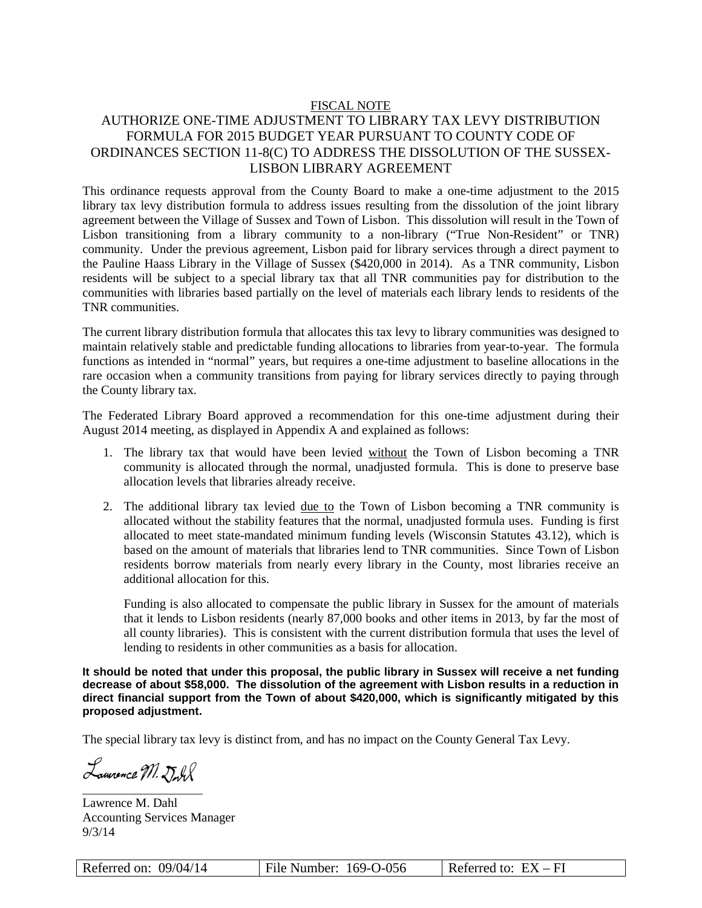FISCAL NOTE

## AUTHORIZE ONE-TIME ADJUSTMENT TO LIBRARY TAX LEVY DISTRIBUTION FORMULA FOR 2015 BUDGET YEAR PURSUANT TO COUNTY CODE OF ORDINANCES SECTION 11-8(C) TO ADDRESS THE DISSOLUTION OF THE SUSSEX-LISBON LIBRARY AGREEMENT

This ordinance requests approval from the County Board to make a one-time adjustment to the 2015 library tax levy distribution formula to address issues resulting from the dissolution of the joint library agreement between the Village of Sussex and Town of Lisbon. This dissolution will result in the Town of Lisbon transitioning from a library community to a non-library ("True Non-Resident" or TNR) community. Under the previous agreement, Lisbon paid for library services through a direct payment to the Pauline Haass Library in the Village of Sussex ($420,000 in 2014). As a TNR community, Lisbon residents will be subject to a special library tax that all TNR communities pay for distribution to the communities with libraries based partially on the level of materials each library lends to residents of the TNR communities.

The current library distribution formula that allocates this tax levy to library communities was designed to maintain relatively stable and predictable funding allocations to libraries from year-to-year. The formula functions as intended in "normal" years, but requires a one-time adjustment to baseline allocations in the rare occasion when a community transitions from paying for library services directly to paying through the County library tax.

The Federated Library Board approved a recommendation for this one-time adjustment during their August 2014 meeting, as displayed in Appendix A and explained as follows:

1. The library tax that would have been levied without the Town of Lisbon becoming a TNR community is allocated through the normal, unadjusted formula. This is done to preserve base allocation levels that libraries already receive.

2. The additional library tax levied due to the Town of Lisbon becoming a TNR community is allocated without the stability features that the normal, unadjusted formula uses. Funding is first allocated to meet state-mandated minimum funding levels (Wisconsin Statutes 43.12), which is based on the amount of materials that libraries lend to TNR communities. Since Town of Lisbon residents borrow materials from nearly every library in the County, most libraries receive an additional allocation for this.

   Funding is also allocated to compensate the public library in Sussex for the amount of materials that it lends to Lisbon residents (nearly 87,000 books and other items in 2013, by far the most of all county libraries). This is consistent with the current distribution formula that uses the level of lending to residents in other communities as a basis for allocation.

**It should be noted that under this proposal, the public library in Sussex will receive a net funding decrease of about $58,000. The dissolution of the agreement with Lisbon results in a reduction in direct financial support from the Town of about $420,000, which is significantly mitigated by this proposed adjustment.**

The special library tax levy is distinct from, and has no impact on the County General Tax Levy.

Lawrence M. Dahl
Accounting Services Manager
9/3/14

| Referred on: 09/04/14 | File Number: 169-O-056 | Referred to: EX – FI |
|---|---|---|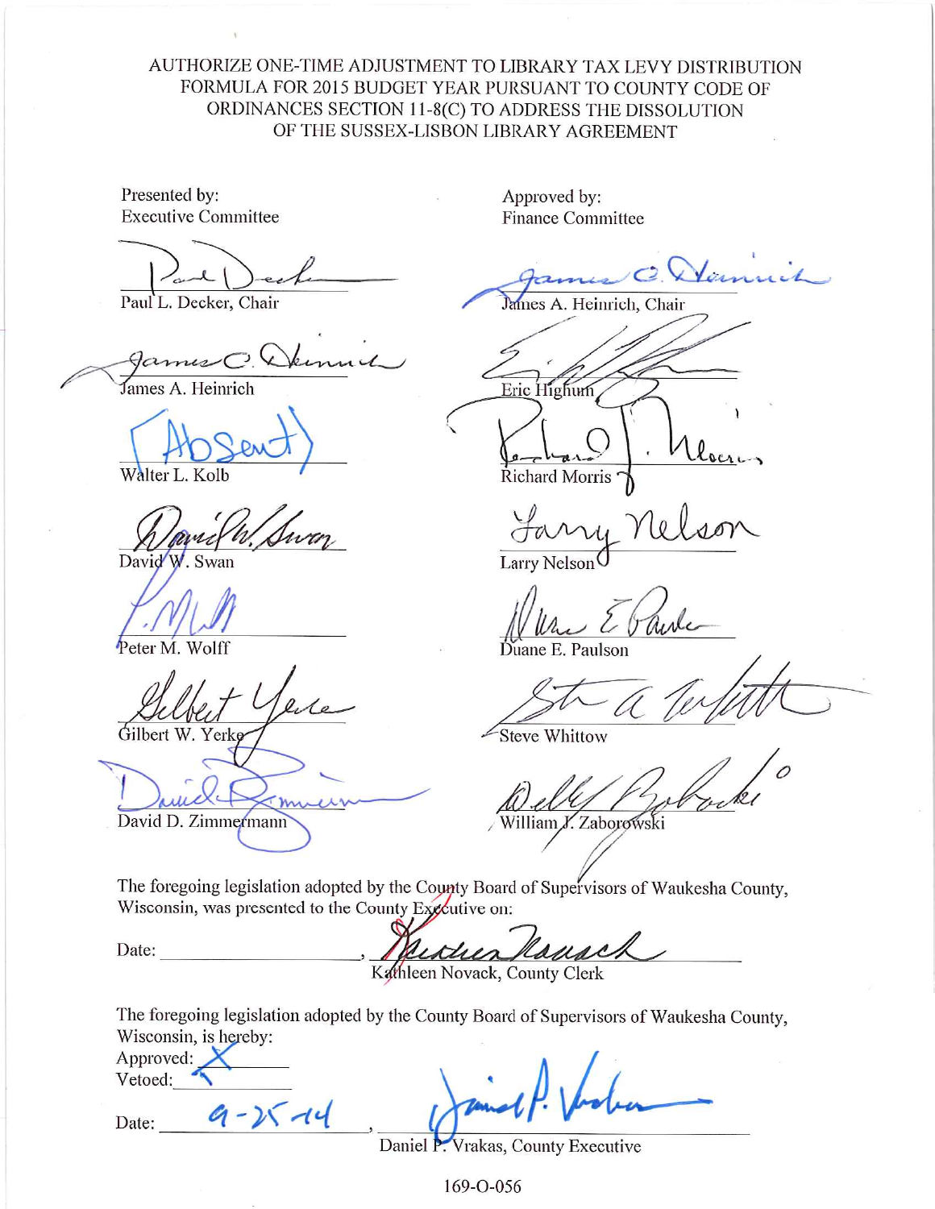AUTHORIZE ONE-TIME ADJUSTMENT TO LIBRARY TAX LEVY DISTRIBUTION FORMULA FOR 2015 BUDGET YEAR PURSUANT TO COUNTY CODE OF ORDINANCES SECTION 11-8(C) TO ADDRESS THE DISSOLUTION OF THE SUSSEX-LISBON LIBRARY AGREEMENT

Presented by:
Executive Committee

Paul L. Decker, Chair

James A. Heinrich

(Absent)
Walter L. Kolb

David W. Swan

Peter M. Wolff

Gilbert W. Yerke

David D. Zimmermann

Approved by:
Finance Committee

James A. Heinrich, Chair

Eric Highum

Richard Morris

Larry Nelson

Duane E. Paulson

Steve Whittow

William J. Zaborowski

The foregoing legislation adopted by the County Board of Supervisors of Waukesha County, Wisconsin, was presented to the County Executive on:

Date: ____________________, Kathleen Novack, County Clerk

The foregoing legislation adopted by the County Board of Supervisors of Waukesha County, Wisconsin, is hereby:

Approved: X
Vetoed: ________

Date: 9-25-14, Daniel P. Vrakas, County Executive

169-O-056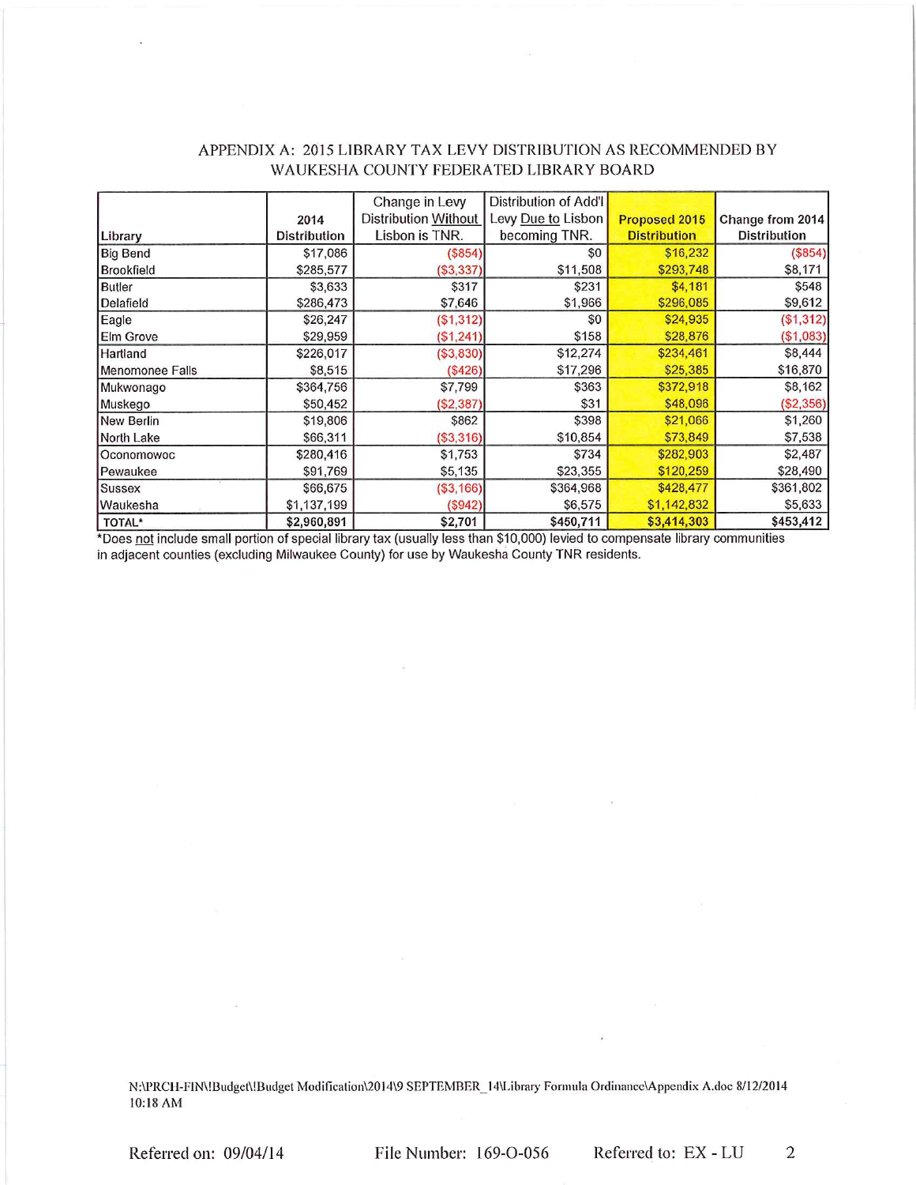# APPENDIX A: 2015 LIBRARY TAX LEVY DISTRIBUTION AS RECOMMENDED BY WAUKESHA COUNTY FEDERATED LIBRARY BOARD

| Library | 2014 Distribution | Change in Levy Distribution Without Lisbon is TNR. | Distribution of Add'l Levy Due to Lisbon becoming TNR. | Proposed 2015 Distribution | Change from 2014 Distribution |
|---|---|---|---|---|---|
| Big Bend | $17,086 | ($854) | $0 | $16,232 | ($854) |
| Brookfield | $285,577 | ($3,337) | $11,508 | $293,748 | $8,171 |
| Butler | $3,633 | $317 | $231 | $4,181 | $548 |
| Delafield | $286,473 | $7,646 | $1,966 | $296,085 | $9,612 |
| Eagle | $26,247 | ($1,312) | $0 | $24,935 | ($1,312) |
| Elm Grove | $29,959 | ($1,241) | $158 | $28,876 | ($1,083) |
| Hartland | $226,017 | ($3,830) | $12,274 | $234,461 | $8,444 |
| Menomonee Falls | $8,515 | ($426) | $17,296 | $25,385 | $16,870 |
| Mukwonago | $364,756 | $7,799 | $363 | $372,918 | $8,162 |
| Muskego | $50,452 | ($2,387) | $31 | $48,096 | ($2,356) |
| New Berlin | $19,806 | $862 | $398 | $21,066 | $1,260 |
| North Lake | $66,311 | ($3,316) | $10,854 | $73,849 | $7,538 |
| Oconomowoc | $280,416 | $1,753 | $734 | $282,903 | $2,487 |
| Pewaukee | $91,769 | $5,135 | $23,355 | $120,259 | $28,490 |
| Sussex | $66,675 | ($3,166) | $364,968 | $428,477 | $361,802 |
| Waukesha | $1,137,199 | ($942) | $6,575 | $1,142,832 | $5,633 |
| TOTAL* | $2,960,891 | $2,701 | $450,711 | $3,414,303 | $453,412 |

*Does not include small portion of special library tax (usually less than $10,000) levied to compensate library communities in adjacent counties (excluding Milwaukee County) for use by Waukesha County TNR residents.

N:\PRCH-FIN\!Budget\!Budget Modification\2014\9 SEPTEMBER_14\Library Formula Ordinance\Appendix A.doc 8/12/2014 10:18 AM

Referred on: 09/04/14 File Number: 169-O-056 Referred to: EX - LU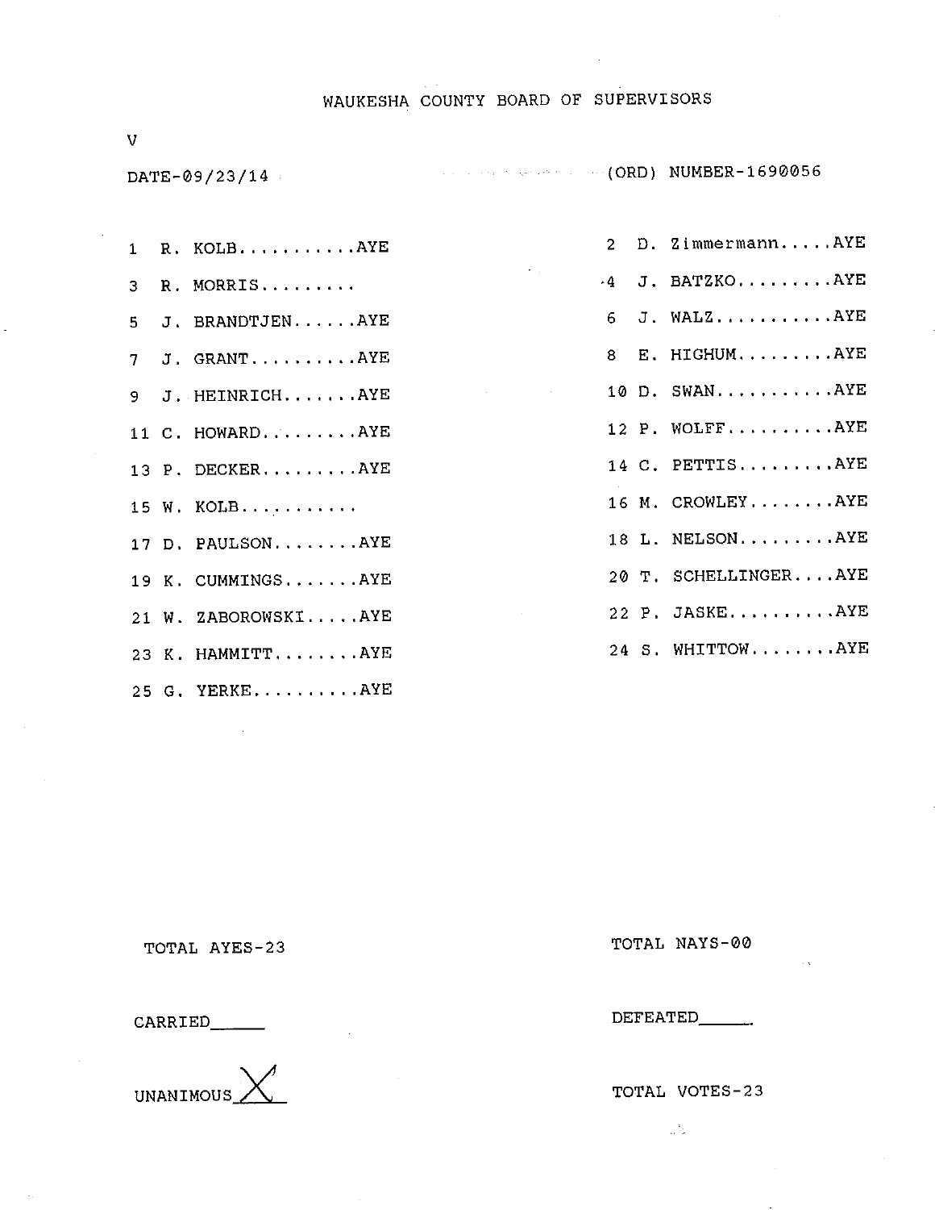# WAUKESHA COUNTY BOARD OF SUPERVISORS

V

DATE-09/23/14 (ORD) NUMBER-1690056

1 R. KOLB...........AYE

2 D. Zimmermann.....AYE

3 R. MORRIS.........

4 J. BATZKO.........AYE

5 J. BRANDTJEN......AYE

6 J. WALZ...........AYE

7 J. GRANT..........AYE

8 E. HIGHUM.........AYE

9 J. HEINRICH.......AYE

10 D. SWAN...........AYE

11 C. HOWARD.........AYE

12 P. WOLFF..........AYE

13 P. DECKER.........AYE

14 C. PETTIS.........AYE

15 W. KOLB...........

16 M. CROWLEY........AYE

17 D. PAULSON........AYE

18 L. NELSON.........AYE

19 K. CUMMINGS.......AYE

20 T. SCHELLINGER....AYE

21 W. ZABOROWSKI.....AYE

22 P. JASKE..........AYE

23 K. HAMMITT........AYE

24 S. WHITTOW........AYE

25 G. YERKE..........AYE

TOTAL AYES-23

TOTAL NAYS-00

CARRIED_____

DEFEATED_____

UNANIMOUS X

TOTAL VOTES-23